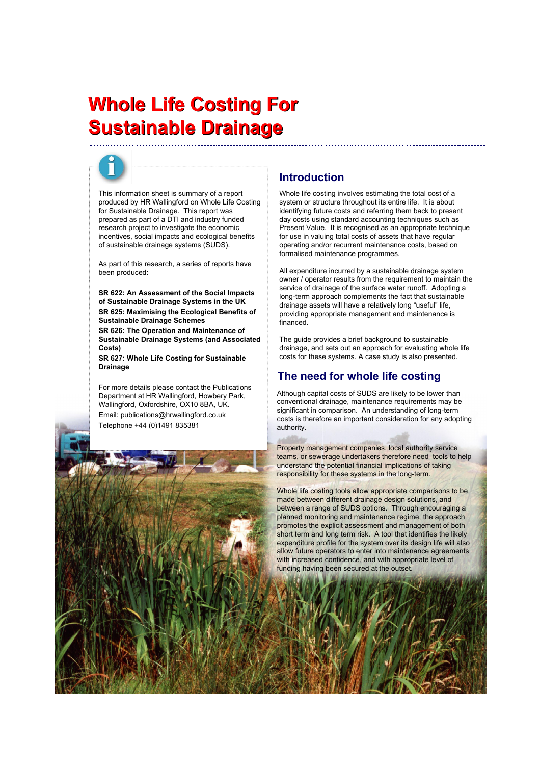# Whole Life Costing For Sustainable Drainage

This information sheet is summary of a report produced by HR Wallingford on Whole Life Costing for Sustainable Drainage. This report was prepared as part of a DTI and industry funded research project to investigate the economic incentives, social impacts and ecological benefits of sustainable drainage systems (SUDS).

As part of this research, a series of reports have been produced:

**SR 622: An Assessment of the Social Impacts of Sustainable Drainage Systems in the UK**
**SR 625: Maximising the Ecological Benefits of Sustainable Drainage Schemes**
**SR 626: The Operation and Maintenance of Sustainable Drainage Systems (and Associated Costs)**
**SR 627: Whole Life Costing for Sustainable Drainage**

For more details please contact the Publications Department at HR Wallingford, Howbery Park, Wallingford, Oxfordshire, OX10 8BA, UK.
Email: publications@hrwallingford.co.uk
Telephone +44 (0)1491 835381

## Introduction

Whole life costing involves estimating the total cost of a system or structure throughout its entire life. It is about identifying future costs and referring them back to present day costs using standard accounting techniques such as Present Value. It is recognised as an appropriate technique for use in valuing total costs of assets that have regular operating and/or recurrent maintenance costs, based on formalised maintenance programmes.

All expenditure incurred by a sustainable drainage system owner / operator results from the requirement to maintain the service of drainage of the surface water runoff. Adopting a long-term approach complements the fact that sustainable drainage assets will have a relatively long "useful" life, providing appropriate management and maintenance is financed.

The guide provides a brief background to sustainable drainage, and sets out an approach for evaluating whole life costs for these systems. A case study is also presented.

## The need for whole life costing

Although capital costs of SUDS are likely to be lower than conventional drainage, maintenance requirements may be significant in comparison. An understanding of long-term costs is therefore an important consideration for any adopting authority.

Property management companies, local authority service teams, or sewerage undertakers therefore need tools to help understand the potential financial implications of taking responsibility for these systems in the long-term.

Whole life costing tools allow appropriate comparisons to be made between different drainage design solutions, and between a range of SUDS options. Through encouraging a planned monitoring and maintenance regime, the approach promotes the explicit assessment and management of both short term and long term risk. A tool that identifies the likely expenditure profile for the system over its design life will also allow future operators to enter into maintenance agreements with increased confidence, and with appropriate level of funding having been secured at the outset.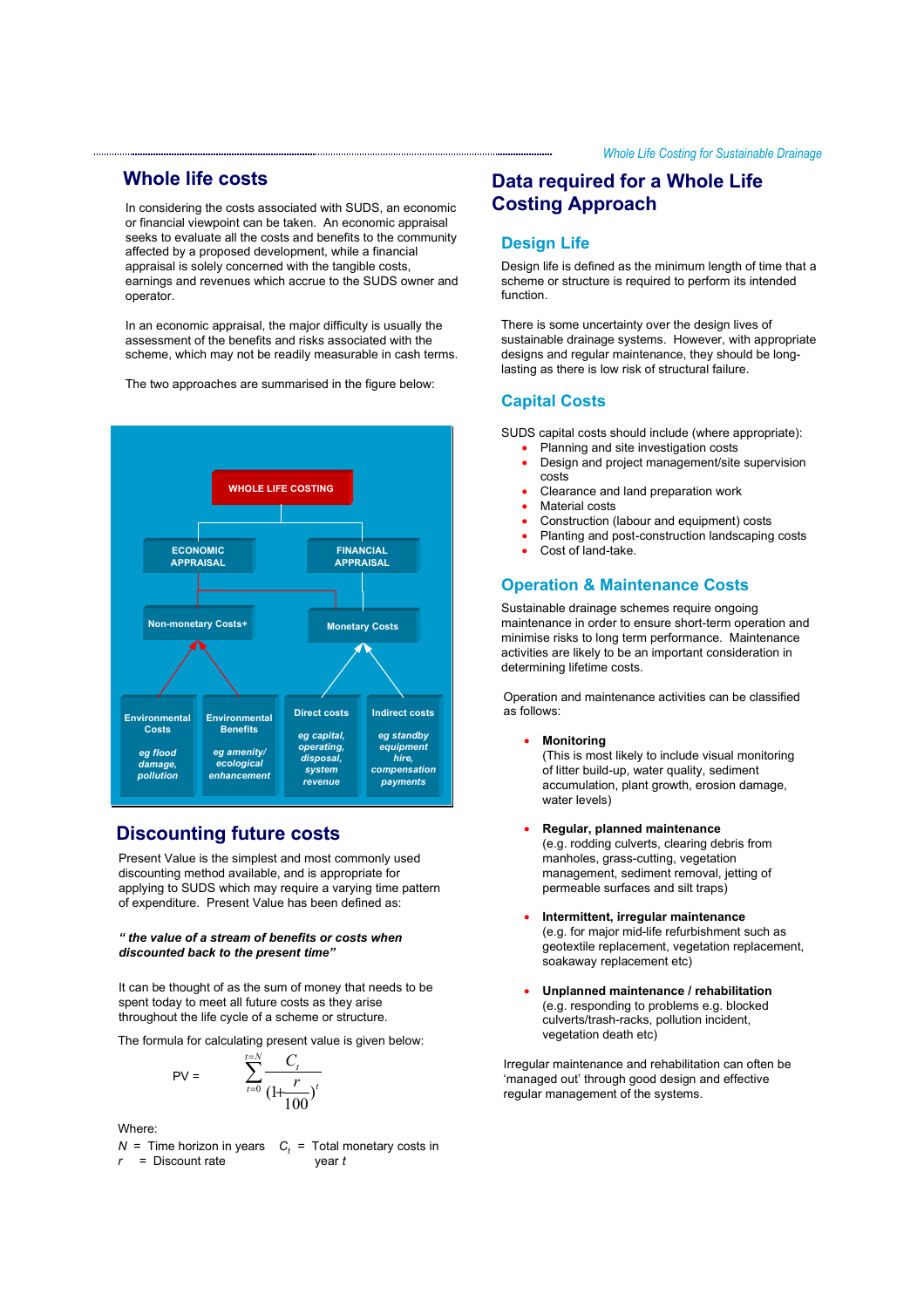## Whole life costs

In considering the costs associated with SUDS, an economic or financial viewpoint can be taken. An economic appraisal seeks to evaluate all the costs and benefits to the community affected by a proposed development, while a financial appraisal is solely concerned with the tangible costs, earnings and revenues which accrue to the SUDS owner and operator.

In an economic appraisal, the major difficulty is usually the assessment of the benefits and risks associated with the scheme, which may not be readily measurable in cash terms.

The two approaches are summarised in the figure below:

WHOLE LIFE COSTING

ECONOMIC APPRAISAL | FINANCIAL APPRAISAL

Non-monetary Costs+ | Monetary Costs

Environmental Costs *eg flood damage, pollution*

Environmental Benefits *eg amenity/ ecological enhancement*

Direct costs *eg capital, operating, disposal, system revenue*

Indirect costs *eg standby equipment hire, compensation payments*

## Discounting future costs

Present Value is the simplest and most commonly used discounting method available, and is appropriate for applying to SUDS which may require a varying time pattern of expenditure. Present Value has been defined as:

***" the value of a stream of benefits or costs when discounted back to the present time"***

It can be thought of as the sum of money that needs to be spent today to meet all future costs as they arise throughout the life cycle of a scheme or structure.

The formula for calculating present value is given below:

$$PV = \sum_{t=0}^{t=N} \frac{C_t}{(1+\frac{r}{100})^t}$$

Where:

$N$ = Time horizon in years

$r$ = Discount rate

$C_t$ = Total monetary costs in year $t$

## Data required for a Whole Life Costing Approach

### Design Life

Design life is defined as the minimum length of time that a scheme or structure is required to perform its intended function.

There is some uncertainty over the design lives of sustainable drainage systems. However, with appropriate designs and regular maintenance, they should be long-lasting as there is low risk of structural failure.

### Capital Costs

SUDS capital costs should include (where appropriate):

- Planning and site investigation costs
- Design and project management/site supervision costs
- Clearance and land preparation work
- Material costs
- Construction (labour and equipment) costs
- Planting and post-construction landscaping costs
- Cost of land-take.

### Operation & Maintenance Costs

Sustainable drainage schemes require ongoing maintenance in order to ensure short-term operation and minimise risks to long term performance. Maintenance activities are likely to be an important consideration in determining lifetime costs.

Operation and maintenance activities can be classified as follows:

- **Monitoring**
  (This is most likely to include visual monitoring of litter build-up, water quality, sediment accumulation, plant growth, erosion damage, water levels)

- **Regular, planned maintenance**
  (e.g. rodding culverts, clearing debris from manholes, grass-cutting, vegetation management, sediment removal, jetting of permeable surfaces and silt traps)

- **Intermittent, irregular maintenance**
  (e.g. for major mid-life refurbishment such as geotextile replacement, vegetation replacement, soakaway replacement etc)

- **Unplanned maintenance / rehabilitation**
  (e.g. responding to problems e.g. blocked culverts/trash-racks, pollution incident, vegetation death etc)

Irregular maintenance and rehabilitation can often be 'managed out' through good design and effective regular management of the systems.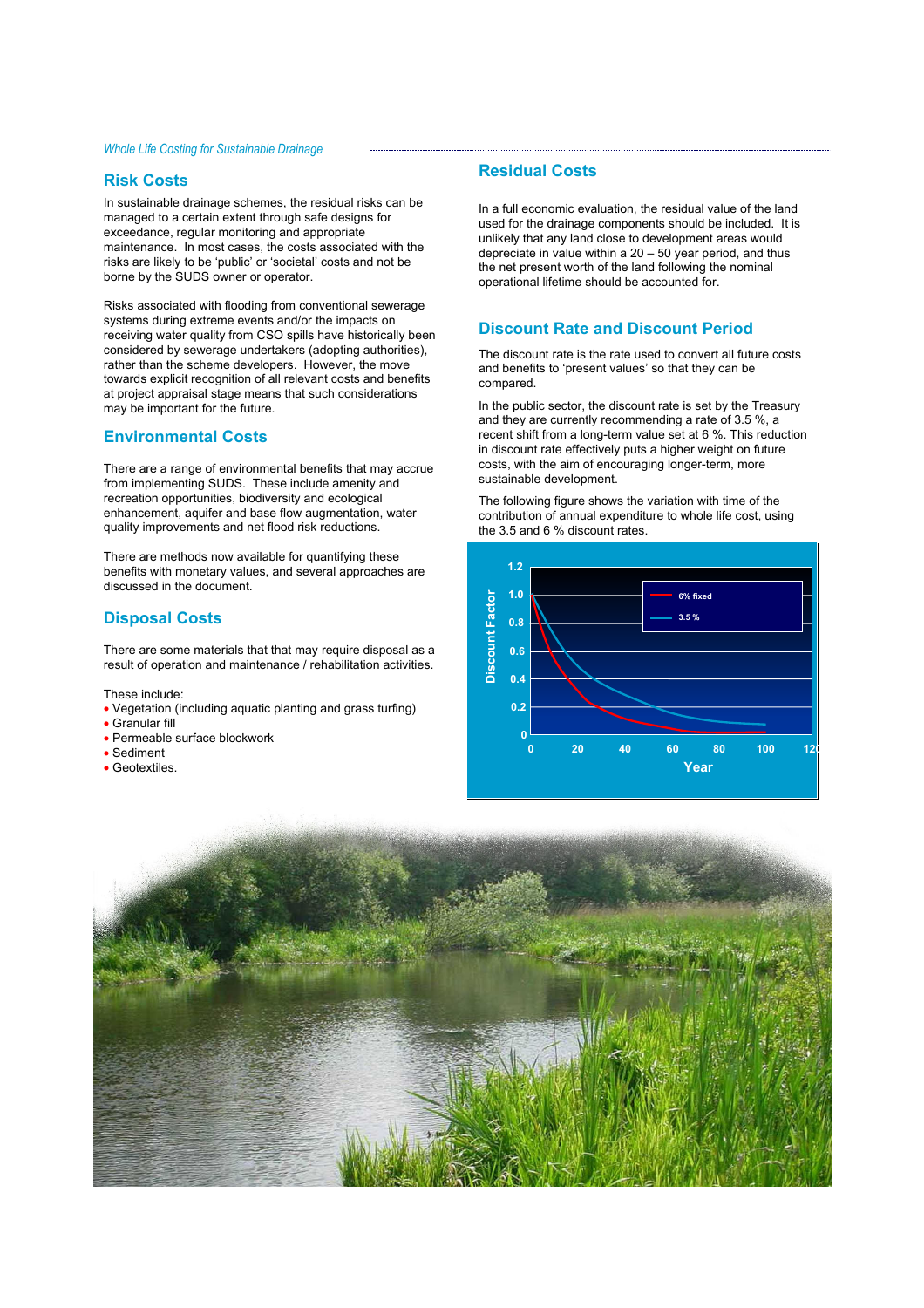## Risk Costs

In sustainable drainage schemes, the residual risks can be managed to a certain extent through safe designs for exceedance, regular monitoring and appropriate maintenance. In most cases, the costs associated with the risks are likely to be 'public' or 'societal' costs and not be borne by the SUDS owner or operator.

Risks associated with flooding from conventional sewerage systems during extreme events and/or the impacts on receiving water quality from CSO spills have historically been considered by sewerage undertakers (adopting authorities), rather than the scheme developers. However, the move towards explicit recognition of all relevant costs and benefits at project appraisal stage means that such considerations may be important for the future.

## Environmental Costs

There are a range of environmental benefits that may accrue from implementing SUDS. These include amenity and recreation opportunities, biodiversity and ecological enhancement, aquifer and base flow augmentation, water quality improvements and net flood risk reductions.

There are methods now available for quantifying these benefits with monetary values, and several approaches are discussed in the document.

## Disposal Costs

There are some materials that that may require disposal as a result of operation and maintenance / rehabilitation activities.

These include:

- Vegetation (including aquatic planting and grass turfing)
- Granular fill
- Permeable surface blockwork
- Sediment
- Geotextiles.

## Residual Costs

In a full economic evaluation, the residual value of the land used for the drainage components should be included. It is unlikely that any land close to development areas would depreciate in value within a 20 – 50 year period, and thus the net present worth of the land following the nominal operational lifetime should be accounted for.

## Discount Rate and Discount Period

The discount rate is the rate used to convert all future costs and benefits to 'present values' so that they can be compared.

In the public sector, the discount rate is set by the Treasury and they are currently recommending a rate of 3.5 %, a recent shift from a long-term value set at 6 %. This reduction in discount rate effectively puts a higher weight on future costs, with the aim of encouraging longer-term, more sustainable development.

The following figure shows the variation with time of the contribution of annual expenditure to whole life cost, using the 3.5 and 6 % discount rates.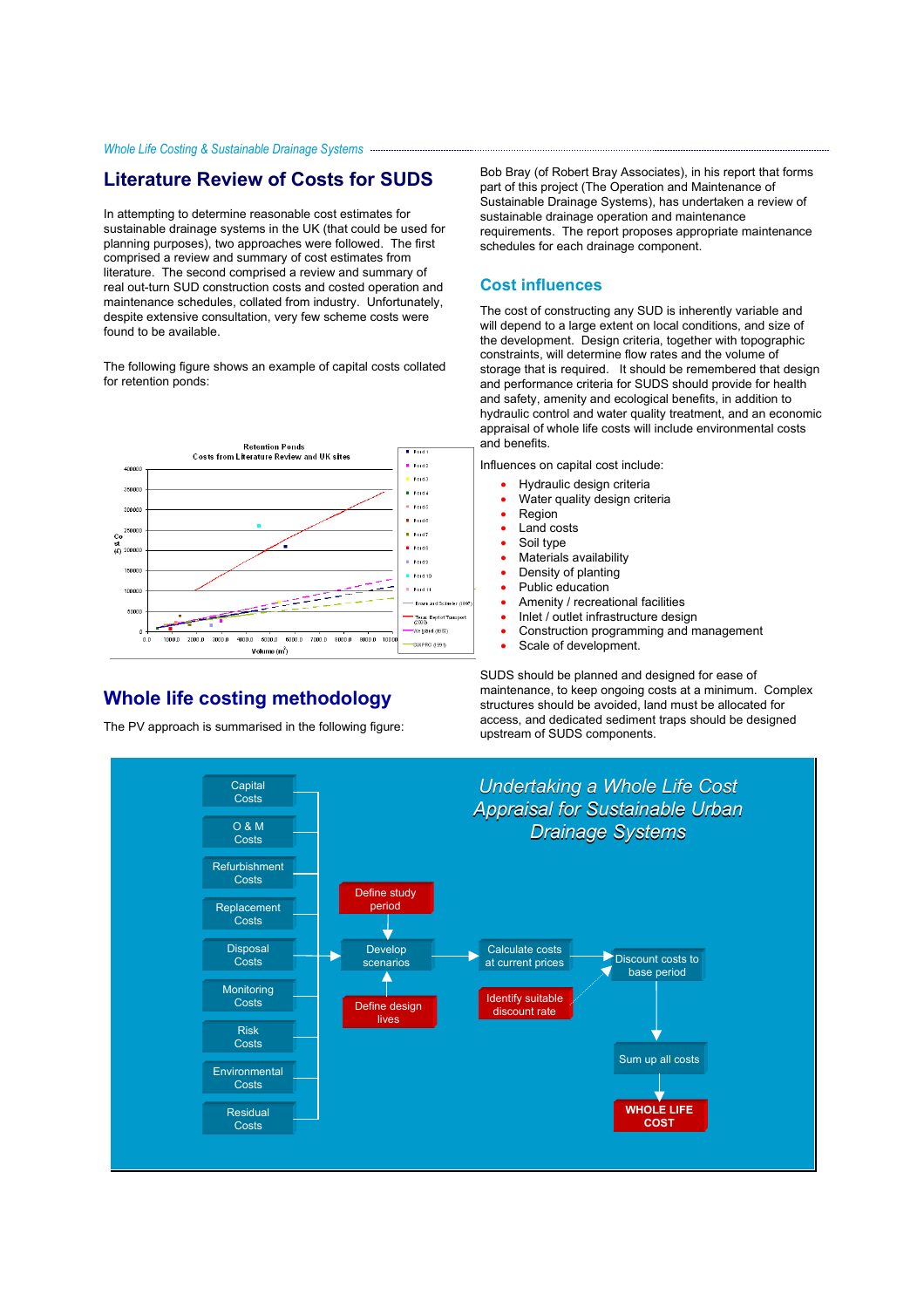## Literature Review of Costs for SUDS

In attempting to determine reasonable cost estimates for sustainable drainage systems in the UK (that could be used for planning purposes), two approaches were followed. The first comprised a review and summary of cost estimates from literature. The second comprised a review and summary of real out-turn SUD construction costs and costed operation and maintenance schedules, collated from industry. Unfortunately, despite extensive consultation, very few scheme costs were found to be available.

The following figure shows an example of capital costs collated for retention ponds:

Retention Ponds
Costs from Literature Review and UK sites

Cost (£)
0
50000
100000
150000
200000
250000
300000
350000
400000

Volume (m³)
0.0
1000.0
2000.0
3000.0
4000.0
5000.0
6000.0
7000.0
8000.0
9000.0
10000

Pond 1
Pond 2
Pond 3
Pond 4
Pond 5
Pond 6
Pond 7
Pond 8
Pond 9
Pond 10
Pond 11
Brown and Schueler (1997)
Texas Dept of Transport (2000)
Wiegand (1987)
SWPRC (1991)

## Whole life costing methodology

The PV approach is summarised in the following figure:

Undertaking a Whole Life Cost Appraisal for Sustainable Urban Drainage Systems

Capital Costs
O & M Costs
Refurbishment Costs
Replacement Costs
Disposal Costs
Monitoring Costs
Risk Costs
Environmental Costs
Residual Costs

Define study period
Develop scenarios
Define design lives
Calculate costs at current prices
Identify suitable discount rate
Discount costs to base period
Sum up all costs
WHOLE LIFE COST

Bob Bray (of Robert Bray Associates), in his report that forms part of this project (The Operation and Maintenance of Sustainable Drainage Systems), has undertaken a review of sustainable drainage operation and maintenance requirements. The report proposes appropriate maintenance schedules for each drainage component.

## Cost influences

The cost of constructing any SUD is inherently variable and will depend to a large extent on local conditions, and size of the development. Design criteria, together with topographic constraints, will determine flow rates and the volume of storage that is required. It should be remembered that design and performance criteria for SUDS should provide for health and safety, amenity and ecological benefits, in addition to hydraulic control and water quality treatment, and an economic appraisal of whole life costs will include environmental costs and benefits.

Influences on capital cost include:

- Hydraulic design criteria
- Water quality design criteria
- Region
- Land costs
- Soil type
- Materials availability
- Density of planting
- Public education
- Amenity / recreational facilities
- Inlet / outlet infrastructure design
- Construction programming and management
- Scale of development.

SUDS should be planned and designed for ease of maintenance, to keep ongoing costs at a minimum. Complex structures should be avoided, land must be allocated for access, and dedicated sediment traps should be designed upstream of SUDS components.